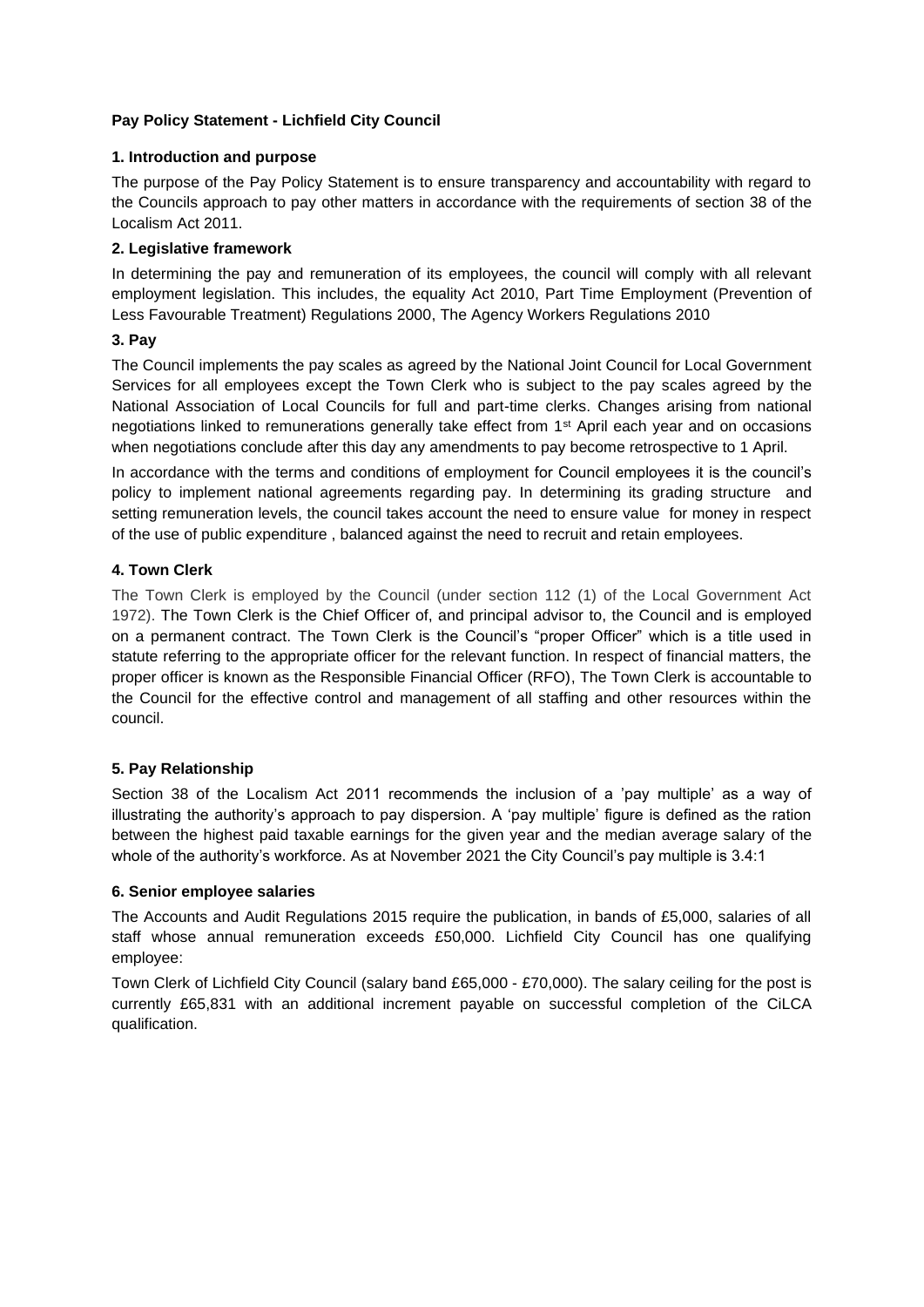**Pay Policy Statement - Lichfield City Council**

**1. Introduction and purpose**

The purpose of the Pay Policy Statement is to ensure transparency and accountability with regard to the Councils approach to pay other matters in accordance with the requirements of section 38 of the Localism Act 2011.

**2. Legislative framework**

In determining the pay and remuneration of its employees, the council will comply with all relevant employment legislation. This includes, the equality Act 2010, Part Time Employment (Prevention of Less Favourable Treatment) Regulations 2000, The Agency Workers Regulations 2010

**3. Pay**

The Council implements the pay scales as agreed by the National Joint Council for Local Government Services for all employees except the Town Clerk who is subject to the pay scales agreed by the National Association of Local Councils for full and part-time clerks. Changes arising from national negotiations linked to remunerations generally take effect from 1st April each year and on occasions when negotiations conclude after this day any amendments to pay become retrospective to 1 April.

In accordance with the terms and conditions of employment for Council employees it is the council's policy to implement national agreements regarding pay. In determining its grading structure and setting remuneration levels, the council takes account the need to ensure value for money in respect of the use of public expenditure , balanced against the need to recruit and retain employees.

**4. Town Clerk**

The Town Clerk is employed by the Council (under section 112 (1) of the Local Government Act 1972). The Town Clerk is the Chief Officer of, and principal advisor to, the Council and is employed on a permanent contract. The Town Clerk is the Council's "proper Officer" which is a title used in statute referring to the appropriate officer for the relevant function. In respect of financial matters, the proper officer is known as the Responsible Financial Officer (RFO), The Town Clerk is accountable to the Council for the effective control and management of all staffing and other resources within the council.

**5. Pay Relationship**

Section 38 of the Localism Act 2011 recommends the inclusion of a 'pay multiple' as a way of illustrating the authority's approach to pay dispersion. A 'pay multiple' figure is defined as the ration between the highest paid taxable earnings for the given year and the median average salary of the whole of the authority's workforce. As at November 2021 the City Council's pay multiple is 3.4:1

**6. Senior employee salaries**

The Accounts and Audit Regulations 2015 require the publication, in bands of £5,000, salaries of all staff whose annual remuneration exceeds £50,000. Lichfield City Council has one qualifying employee:

Town Clerk of Lichfield City Council (salary band £65,000 - £70,000). The salary ceiling for the post is currently £65,831 with an additional increment payable on successful completion of the CiLCA qualification.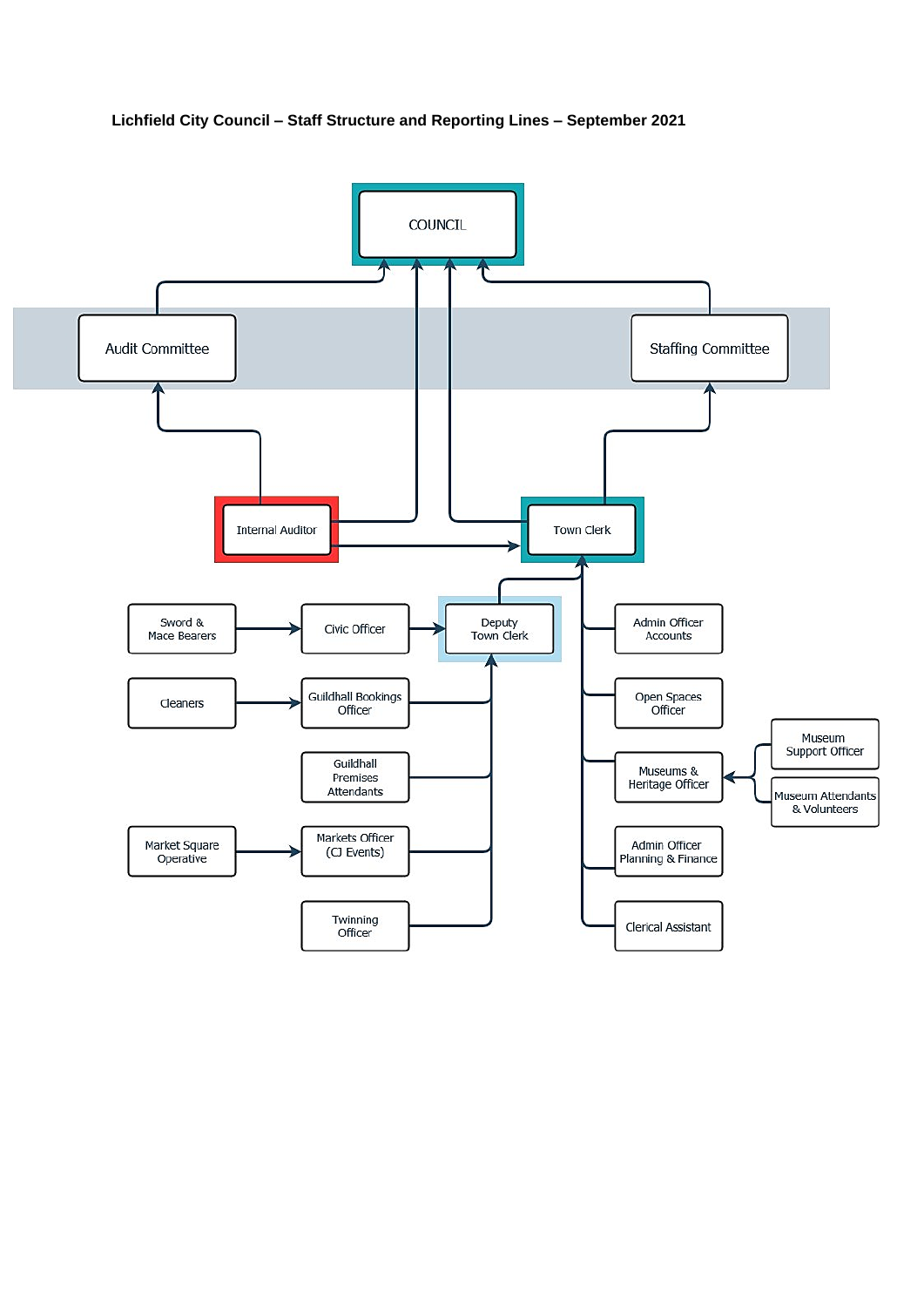**Lichfield City Council – Staff Structure and Reporting Lines – September 2021**

COUNCIL

Audit Committee

Staffing Committee

Internal Auditor

Town Clerk

Sword & Mace Bearers

Civic Officer

Deputy Town Clerk

Admin Officer Accounts

Cleaners

Guildhall Bookings Officer

Open Spaces Officer

Museum Support Officer

Guildhall Premises Attendants

Museums & Heritage Officer

Museum Attendants & Volunteers

Market Square Operative

Markets Officer (CJ Events)

Admin Officer Planning & Finance

Twinning Officer

Clerical Assistant